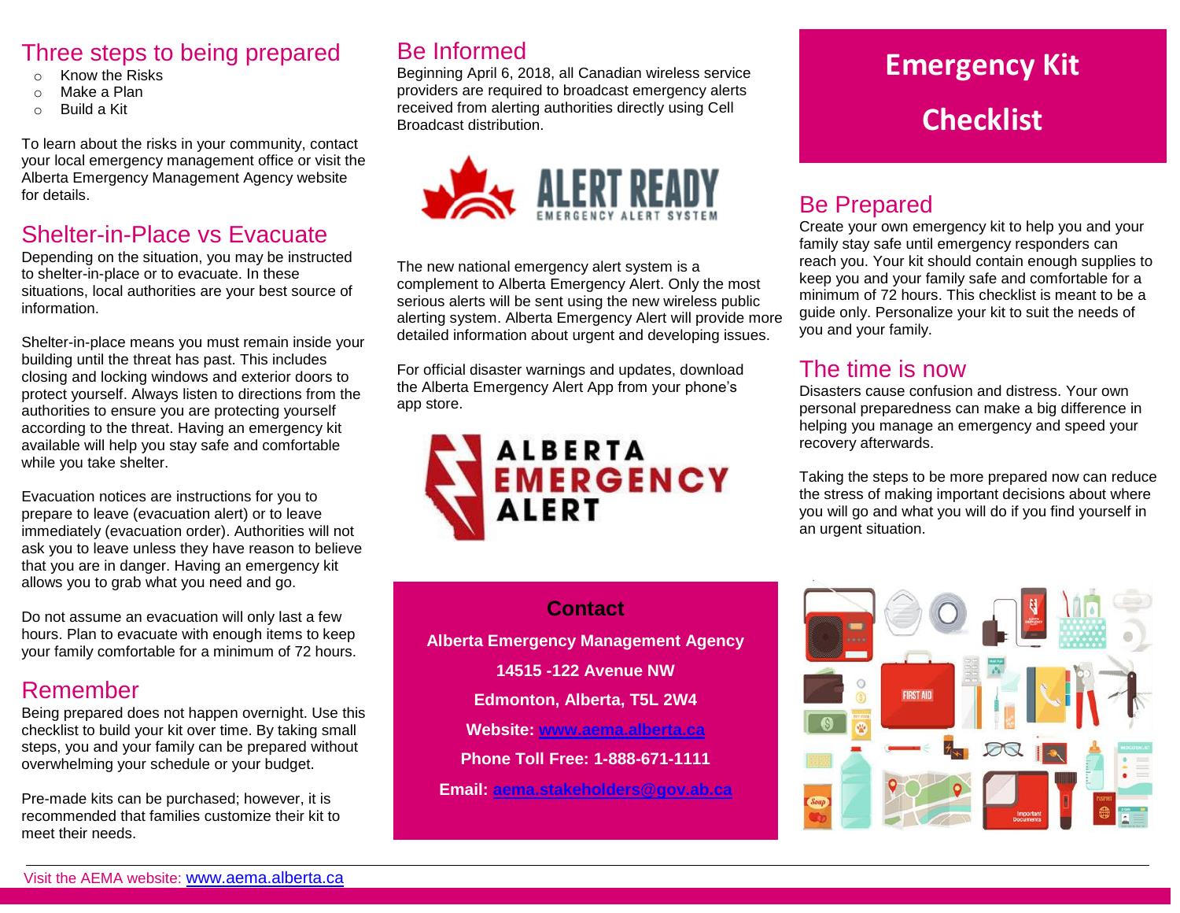## Three steps to being prepared

- Know the Risks
- Make a Plan
- Build a Kit

To learn about the risks in your community, contact your local emergency management office or visit the Alberta Emergency Management Agency website for details.

## Shelter-in-Place vs Evacuate

Depending on the situation, you may be instructed to shelter-in-place or to evacuate. In these situations, local authorities are your best source of information.

Shelter-in-place means you must remain inside your building until the threat has past. This includes closing and locking windows and exterior doors to protect yourself. Always listen to directions from the authorities to ensure you are protecting yourself according to the threat. Having an emergency kit available will help you stay safe and comfortable while you take shelter.

Evacuation notices are instructions for you to prepare to leave (evacuation alert) or to leave immediately (evacuation order). Authorities will not ask you to leave unless they have reason to believe that you are in danger. Having an emergency kit allows you to grab what you need and go.

Do not assume an evacuation will only last a few hours. Plan to evacuate with enough items to keep your family comfortable for a minimum of 72 hours.

## Remember

Being prepared does not happen overnight. Use this checklist to build your kit over time. By taking small steps, you and your family can be prepared without overwhelming your schedule or your budget.

Pre-made kits can be purchased; however, it is recommended that families customize their kit to meet their needs.

## Be Informed

Beginning April 6, 2018, all Canadian wireless service providers are required to broadcast emergency alerts received from alerting authorities directly using Cell Broadcast distribution.

ALERT READY
EMERGENCY ALERT SYSTEM

The new national emergency alert system is a complement to Alberta Emergency Alert. Only the most serious alerts will be sent using the new wireless public alerting system. Alberta Emergency Alert will provide more detailed information about urgent and developing issues.

For official disaster warnings and updates, download the Alberta Emergency Alert App from your phone's app store.

ALBERTA EMERGENCY ALERT

**Contact**

**Alberta Emergency Management Agency**

**14515 -122 Avenue NW**

**Edmonton, Alberta, T5L 2W4**

**Website: www.aema.alberta.ca**

**Phone Toll Free: 1-888-671-1111**

**Email: aema.stakeholders@gov.ab.ca**

# Emergency Kit Checklist

## Be Prepared

Create your own emergency kit to help you and your family stay safe until emergency responders can reach you. Your kit should contain enough supplies to keep you and your family safe and comfortable for a minimum of 72 hours. This checklist is meant to be a guide only. Personalize your kit to suit the needs of you and your family.

## The time is now

Disasters cause confusion and distress. Your own personal preparedness can make a big difference in helping you manage an emergency and speed your recovery afterwards.

Taking the steps to be more prepared now can reduce the stress of making important decisions about where you will go and what you will do if you find yourself in an urgent situation.

Visit the AEMA website: www.aema.alberta.ca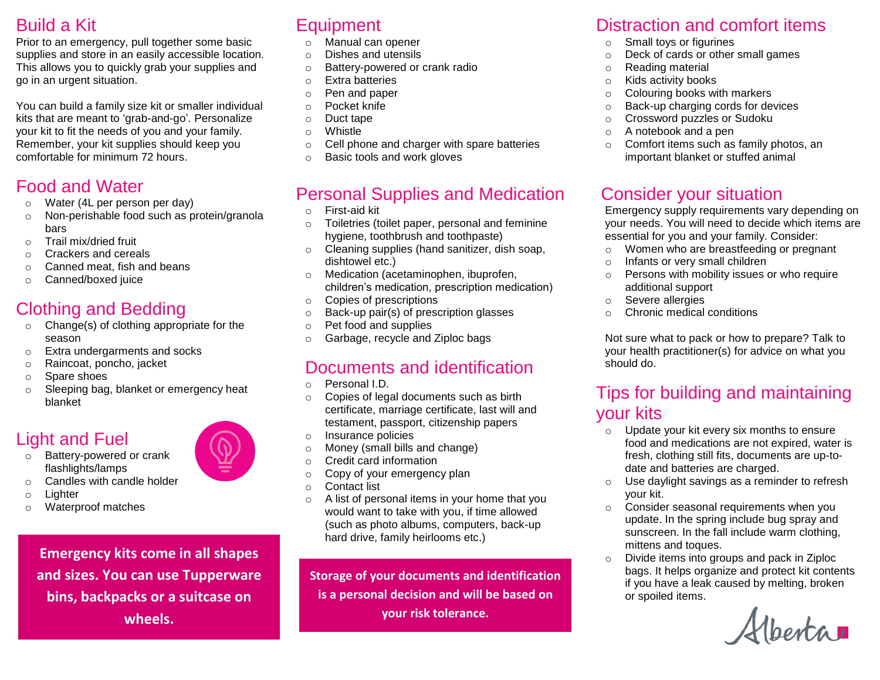## Build a Kit

Prior to an emergency, pull together some basic supplies and store in an easily accessible location. This allows you to quickly grab your supplies and go in an urgent situation.

You can build a family size kit or smaller individual kits that are meant to 'grab-and-go'. Personalize your kit to fit the needs of you and your family. Remember, your kit supplies should keep you comfortable for minimum 72 hours.

## Food and Water

- Water (4L per person per day)
- Non-perishable food such as protein/granola bars
- Trail mix/dried fruit
- Crackers and cereals
- Canned meat, fish and beans
- Canned/boxed juice

## Clothing and Bedding

- Change(s) of clothing appropriate for the season
- Extra undergarments and socks
- Raincoat, poncho, jacket
- Spare shoes
- Sleeping bag, blanket or emergency heat blanket

## Light and Fuel

- Battery-powered or crank flashlights/lamps
- Candles with candle holder
- Lighter
- Waterproof matches

**Emergency kits come in all shapes and sizes. You can use Tupperware bins, backpacks or a suitcase on wheels.**

## Equipment

- Manual can opener
- Dishes and utensils
- Battery-powered or crank radio
- Extra batteries
- Pen and paper
- Pocket knife
- Duct tape
- Whistle
- Cell phone and charger with spare batteries
- Basic tools and work gloves

## Personal Supplies and Medication

- First-aid kit
- Toiletries (toilet paper, personal and feminine hygiene, toothbrush and toothpaste)
- Cleaning supplies (hand sanitizer, dish soap, dishtowel etc.)
- Medication (acetaminophen, ibuprofen, children's medication, prescription medication)
- Copies of prescriptions
- Back-up pair(s) of prescription glasses
- Pet food and supplies
- Garbage, recycle and Ziploc bags

## Documents and identification

- Personal I.D.
- Copies of legal documents such as birth certificate, marriage certificate, last will and testament, passport, citizenship papers
- Insurance policies
- Money (small bills and change)
- Credit card information
- Copy of your emergency plan
- Contact list
- A list of personal items in your home that you would want to take with you, if time allowed (such as photo albums, computers, back-up hard drive, family heirlooms etc.)

**Storage of your documents and identification is a personal decision and will be based on your risk tolerance.**

## Distraction and comfort items

- Small toys or figurines
- Deck of cards or other small games
- Reading material
- Kids activity books
- Colouring books with markers
- Back-up charging cords for devices
- Crossword puzzles or Sudoku
- A notebook and a pen
- Comfort items such as family photos, an important blanket or stuffed animal

## Consider your situation

Emergency supply requirements vary depending on your needs. You will need to decide which items are essential for you and your family. Consider:

- Women who are breastfeeding or pregnant
- Infants or very small children
- Persons with mobility issues or who require additional support
- Severe allergies
- Chronic medical conditions

Not sure what to pack or how to prepare? Talk to your health practitioner(s) for advice on what you should do.

## Tips for building and maintaining your kits

- Update your kit every six months to ensure food and medications are not expired, water is fresh, clothing still fits, documents are up-to-date and batteries are charged.
- Use daylight savings as a reminder to refresh your kit.
- Consider seasonal requirements when you update. In the spring include bug spray and sunscreen. In the fall include warm clothing, mittens and toques.
- Divide items into groups and pack in Ziploc bags. It helps organize and protect kit contents if you have a leak caused by melting, broken or spoiled items.

Alberta